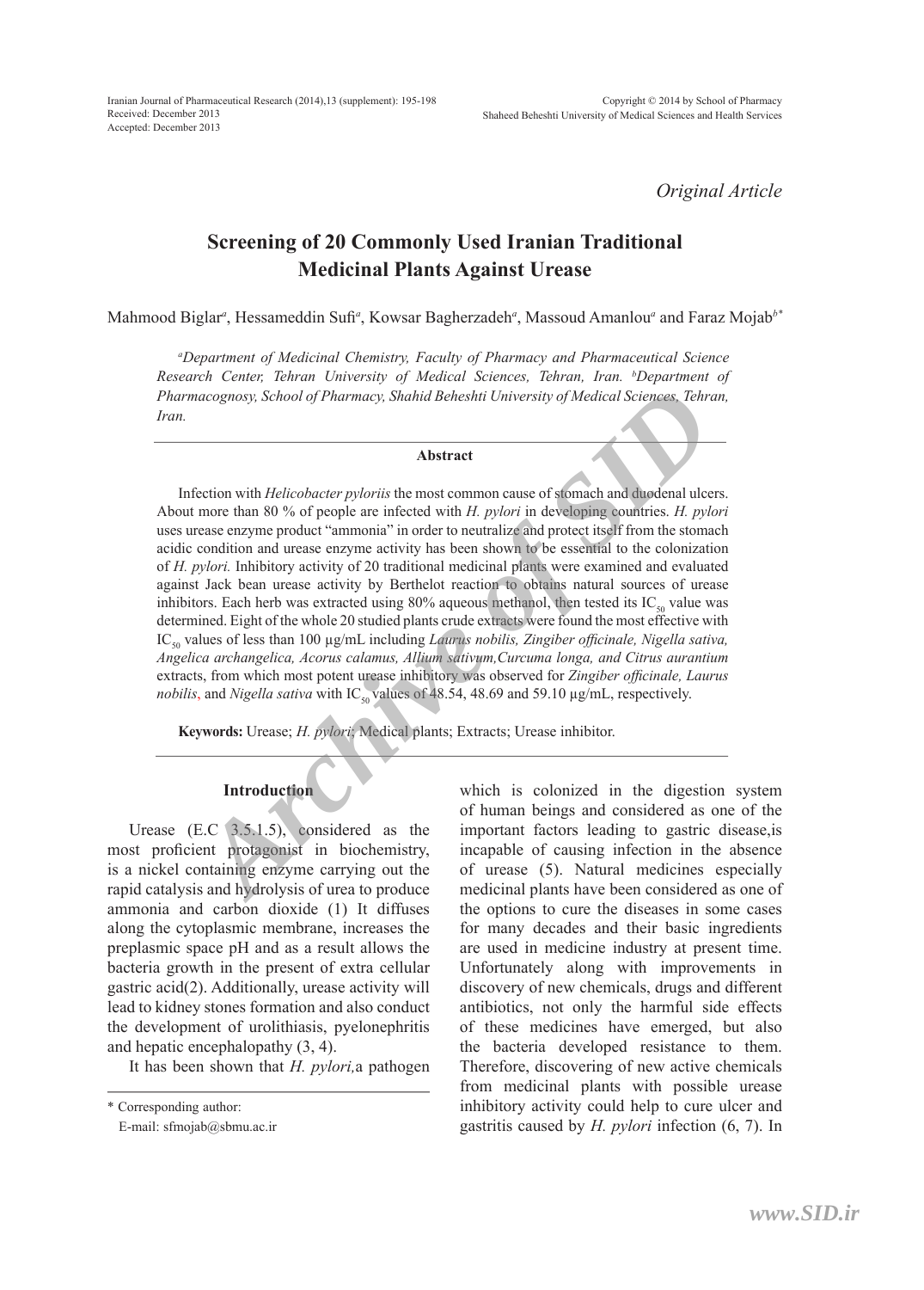*Original Article*

# Screening of 20 Commonly Used Iranian Traditional Medicinal Plants Against Urease

Mahmood Biglar[a], Hessameddin Sufi[a], Kowsar Bagherzadeh[a], Massoud Amanlou[a] and Faraz Mojab[b*]

*[a]Department of Medicinal Chemistry, Faculty of Pharmacy and Pharmaceutical Science Research Center, Tehran University of Medical Sciences, Tehran, Iran. [b]Department of Pharmacognosy, School of Pharmacy, Shahid Beheshti University of Medical Sciences, Tehran, Iran.*

## Abstract

Infection with *Helicobacter pyloriis* the most common cause of stomach and duodenal ulcers. About more than 80 % of people are infected with *H. pylori* in developing countries. *H. pylori* uses urease enzyme product "ammonia" in order to neutralize and protect itself from the stomach acidic condition and urease enzyme activity has been shown to be essential to the colonization of *H. pylori.* Inhibitory activity of 20 traditional medicinal plants were examined and evaluated against Jack bean urease activity by Berthelot reaction to obtains natural sources of urease inhibitors. Each herb was extracted using 80% aqueous methanol, then tested its $IC_{50}$ value was determined. Eight of the whole 20 studied plants crude extracts were found the most effective with $IC_{50}$ values of less than 100 µg/mL including *Laurus nobilis, Zingiber officinale, Nigella sativa, Angelica archangelica, Acorus calamus, Allium sativum,Curcuma longa, and Citrus aurantium* extracts, from which most potent urease inhibitory was observed for *Zingiber officinale, Laurus nobilis*, and *Nigella sativa* with $IC_{50}$ values of 48.54, 48.69 and 59.10 µg/mL, respectively.

**Keywords:** Urease; *H. pylori*; Medical plants; Extracts; Urease inhibitor.

## Introduction

Urease (E.C 3.5.1.5), considered as the most proficient protagonist in biochemistry, is a nickel containing enzyme carrying out the rapid catalysis and hydrolysis of urea to produce ammonia and carbon dioxide (1) It diffuses along the cytoplasmic membrane, increases the preplasmic space pH and as a result allows the bacteria growth in the present of extra cellular gastric acid(2). Additionally, urease activity will lead to kidney stones formation and also conduct the development of urolithiasis, pyelonephritis and hepatic encephalopathy (3, 4).

It has been shown that *H. pylori,*a pathogen which is colonized in the digestion system of human beings and considered as one of the important factors leading to gastric disease,is incapable of causing infection in the absence of urease (5). Natural medicines especially medicinal plants have been considered as one of the options to cure the diseases in some cases for many decades and their basic ingredients are used in medicine industry at present time. Unfortunately along with improvements in discovery of new chemicals, drugs and different antibiotics, not only the harmful side effects of these medicines have emerged, but also the bacteria developed resistance to them. Therefore, discovering of new active chemicals from medicinal plants with possible urease inhibitory activity could help to cure ulcer and gastritis caused by *H. pylori* infection (6, 7). In

\* Corresponding author:
E-mail: sfmojab@sbmu.ac.ir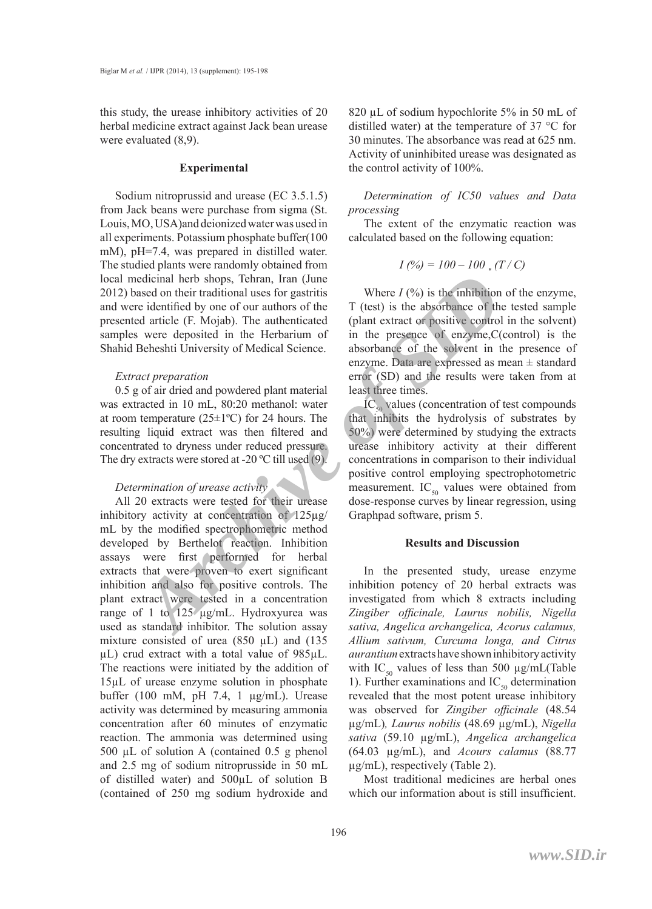this study, the urease inhibitory activities of 20 herbal medicine extract against Jack bean urease were evaluated (8,9).

## Experimental

Sodium nitroprussid and urease (EC 3.5.1.5) from Jack beans were purchase from sigma (St. Louis, MO, USA) and deionized water was used in all experiments. Potassium phosphate buffer(100 mM), pH=7.4, was prepared in distilled water. The studied plants were randomly obtained from local medicinal herb shops, Tehran, Iran (June 2012) based on their traditional uses for gastritis and were identified by one of our authors of the presented article (F. Mojab). The authenticated samples were deposited in the Herbarium of Shahid Beheshti University of Medical Science.

### *Extract preparation*

0.5 g of air dried and powdered plant material was extracted in 10 mL, 80:20 methanol: water at room temperature (25±1ºC) for 24 hours. The resulting liquid extract was then filtered and concentrated to dryness under reduced pressure. The dry extracts were stored at -20 ºC till used (9).

### *Determination of urease activity*

All 20 extracts were tested for their urease inhibitory activity at concentration of 125µg/mL by the modified spectrophometric method developed by Berthelot reaction. Inhibition assays were first performed for herbal extracts that were proven to exert significant inhibition and also for positive controls. The plant extract were tested in a concentration range of 1 to 125 µg/mL. Hydroxyurea was used as standard inhibitor. The solution assay mixture consisted of urea (850 µL) and (135 µL) crud extract with a total value of 985µL. The reactions were initiated by the addition of 15µL of urease enzyme solution in phosphate buffer (100 mM, pH 7.4, 1 µg/mL). Urease activity was determined by measuring ammonia concentration after 60 minutes of enzymatic reaction. The ammonia was determined using 500 µL of solution A (contained 0.5 g phenol and 2.5 mg of sodium nitroprusside in 50 mL of distilled water) and 500µL of solution B (contained of 250 mg sodium hydroxide and 820 µL of sodium hypochlorite 5% in 50 mL of distilled water) at the temperature of 37 °C for 30 minutes. The absorbance was read at 625 nm. Activity of uninhibited urease was designated as the control activity of 100%.

### *Determination of IC50 values and Data processing*

The extent of the enzymatic reaction was calculated based on the following equation:

$$I\,(\%) = 100 - 100 * (T / C)$$

Where $I$ (%) is the inhibition of the enzyme, T (test) is the absorbance of the tested sample (plant extract or positive control in the solvent) in the presence of enzyme,C(control) is the absorbance of the solvent in the presence of enzyme. Data are expressed as mean ± standard error (SD) and the results were taken from at least three times.

$IC_{50}$ values (concentration of test compounds that inhibits the hydrolysis of substrates by 50%) were determined by studying the extracts urease inhibitory activity at their different concentrations in comparison to their individual positive control employing spectrophotometric measurement. $IC_{50}$ values were obtained from dose-response curves by linear regression, using Graphpad software, prism 5.

## Results and Discussion

In the presented study, urease enzyme inhibition potency of 20 herbal extracts was investigated from which 8 extracts including *Zingiber officinale, Laurus nobilis, Nigella sativa, Angelica archangelica, Acorus calamus, Allium sativum, Curcuma longa, and Citrus aurantium* extracts have shown inhibitory activity with $IC_{50}$ values of less than 500 µg/mL(Table 1). Further examinations and $IC_{50}$ determination revealed that the most potent urease inhibitory was observed for *Zingiber officinale* (48.54 µg/mL)*, Laurus nobilis* (48.69 µg/mL), *Nigella sativa* (59.10 µg/mL), *Angelica archangelica* (64.03 µg/mL), and *Acours calamus* (88.77 µg/mL), respectively (Table 2).

Most traditional medicines are herbal ones which our information about is still insufficient.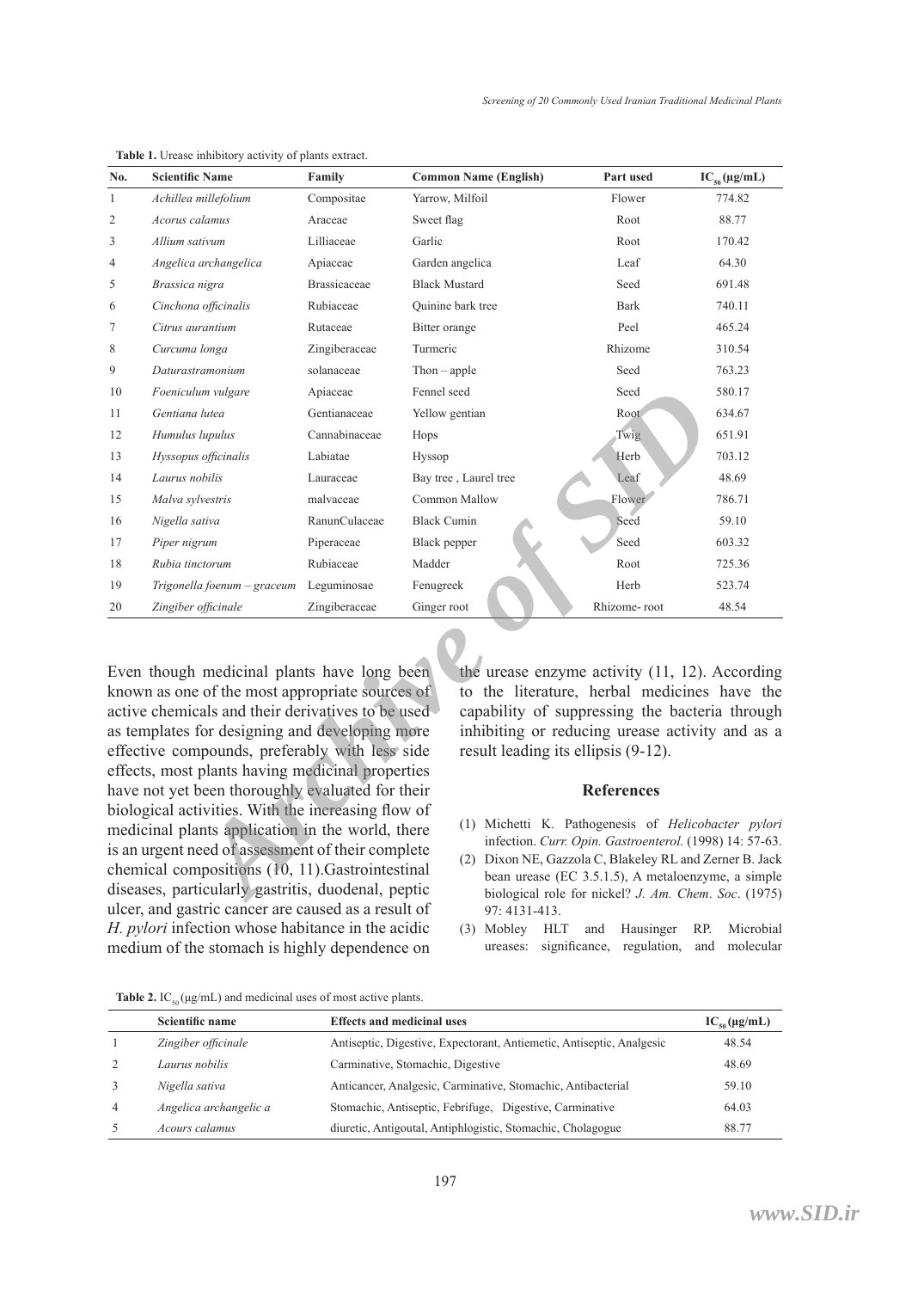**Table 1.** Urease inhibitory activity of plants extract.

| No. | Scientific Name | Family | Common Name (English) | Part used | $IC_{50}$ (μg/mL) |
|---|---|---|---|---|---|
| 1 | *Achillea millefolium* | Compositae | Yarrow, Milfoil | Flower | 774.82 |
| 2 | *Acorus calamus* | Araceae | Sweet flag | Root | 88.77 |
| 3 | *Allium sativum* | Lilliaceae | Garlic | Root | 170.42 |
| 4 | *Angelica archangelica* | Apiaceae | Garden angelica | Leaf | 64.30 |
| 5 | *Brassica nigra* | Brassicaceae | Black Mustard | Seed | 691.48 |
| 6 | *Cinchona officinalis* | Rubiaceae | Quinine bark tree | Bark | 740.11 |
| 7 | *Citrus aurantium* | Rutaceae | Bitter orange | Peel | 465.24 |
| 8 | *Curcuma longa* | Zingiberaceae | Turmeric | Rhizome | 310.54 |
| 9 | *Daturastramonium* | solanaceae | Thon – apple | Seed | 763.23 |
| 10 | *Foeniculum vulgare* | Apiaceae | Fennel seed | Seed | 580.17 |
| 11 | *Gentiana lutea* | Gentianaceae | Yellow gentian | Root | 634.67 |
| 12 | *Humulus lupulus* | Cannabinaceae | Hops | Twig | 651.91 |
| 13 | *Hyssopus officinalis* | Labiatae | Hyssop | Herb | 703.12 |
| 14 | *Laurus nobilis* | Lauraceae | Bay tree , Laurel tree | Leaf | 48.69 |
| 15 | *Malva sylvestris* | malvaceae | Common Mallow | Flower | 786.71 |
| 16 | *Nigella sativa* | RanunCulaceae | Black Cumin | Seed | 59.10 |
| 17 | *Piper nigrum* | Piperaceae | Black pepper | Seed | 603.32 |
| 18 | *Rubia tinctorum* | Rubiaceae | Madder | Root | 725.36 |
| 19 | *Trigonella foenum – graceum* | Leguminosae | Fenugreek | Herb | 523.74 |
| 20 | *Zingiber officinale* | Zingiberaceae | Ginger root | Rhizome- root | 48.54 |

Even though medicinal plants have long been known as one of the most appropriate sources of active chemicals and their derivatives to be used as templates for designing and developing more effective compounds, preferably with less side effects, most plants having medicinal properties have not yet been thoroughly evaluated for their biological activities. With the increasing flow of medicinal plants application in the world, there is an urgent need of assessment of their complete chemical compositions (10, 11).Gastrointestinal diseases, particularly gastritis, duodenal, peptic ulcer, and gastric cancer are caused as a result of *H. pylori* infection whose habitance in the acidic medium of the stomach is highly dependence on the urease enzyme activity (11, 12). According to the literature, herbal medicines have the capability of suppressing the bacteria through inhibiting or reducing urease activity and as a result leading its ellipsis (9-12).

## References

(1) Michetti K. Pathogenesis of *Helicobacter pylori* infection. *Curr. Opin. Gastroenterol.* (1998) 14: 57-63.

(2) Dixon NE, Gazzola C, Blakeley RL and Zerner B. Jack bean urease (EC 3.5.1.5), A metaloenzyme, a simple biological role for nickel? *J. Am. Chem. Soc.* (1975) 97: 4131-413.

(3) Mobley HLT and Hausinger RP. Microbial ureases: significance, regulation, and molecular

**Table 2.** $IC_{50}$ (μg/mL) and medicinal uses of most active plants.

| | Scientific name | Effects and medicinal uses | $IC_{50}$ (μg/mL) |
|---|---|---|---|
| 1 | *Zingiber officinale* | Antiseptic, Digestive, Expectorant, Antiemetic, Antiseptic, Analgesic | 48.54 |
| 2 | *Laurus nobilis* | Carminative, Stomachic, Digestive | 48.69 |
| 3 | *Nigella sativa* | Anticancer, Analgesic, Carminative, Stomachic, Antibacterial | 59.10 |
| 4 | *Angelica archangelic a* | Stomachic, Antiseptic, Febrifuge, Digestive, Carminative | 64.03 |
| 5 | *Acours calamus* | diuretic, Antigoutal, Antiphlogistic, Stomachic, Cholagogue | 88.77 |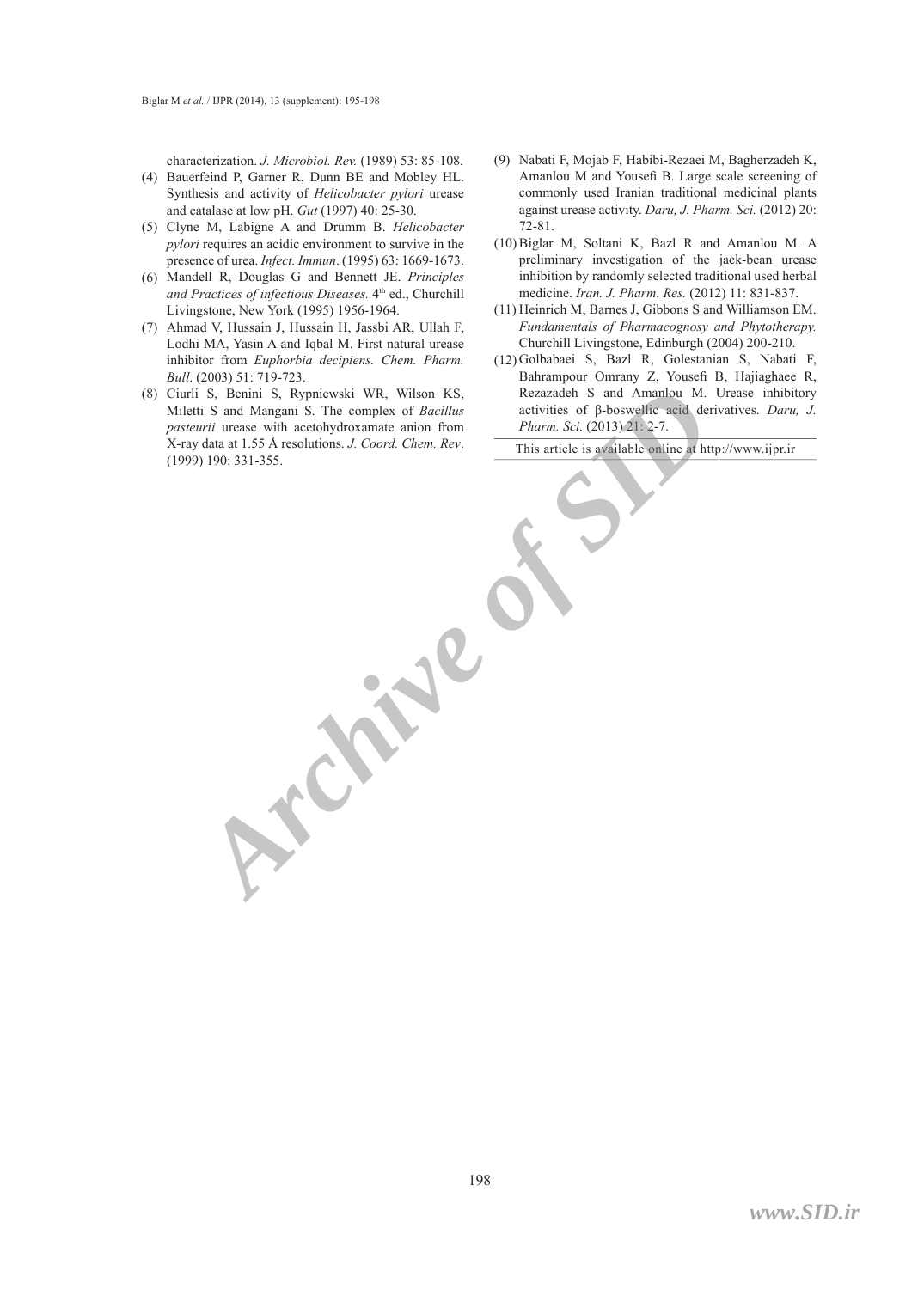characterization. *J. Microbiol. Rev.* (1989) 53: 85-108.

(4) Bauerfeind P, Garner R, Dunn BE and Mobley HL. Synthesis and activity of *Helicobacter pylori* urease and catalase at low pH. *Gut* (1997) 40: 25-30.

(5) Clyne M, Labigne A and Drumm B. *Helicobacter pylori* requires an acidic environment to survive in the presence of urea. *Infect. Immun*. (1995) 63: 1669-1673.

(6) Mandell R, Douglas G and Bennett JE. *Principles and Practices of infectious Diseases.* 4th ed., Churchill Livingstone, New York (1995) 1956-1964.

(7) Ahmad V, Hussain J, Hussain H, Jassbi AR, Ullah F, Lodhi MA, Yasin A and Iqbal M. First natural urease inhibitor from *Euphorbia decipiens. Chem. Pharm. Bull*. (2003) 51: 719-723.

(8) Ciurli S, Benini S, Rypniewski WR, Wilson KS, Miletti S and Mangani S. The complex of *Bacillus pasteurii* urease with acetohydroxamate anion from X-ray data at 1.55 Å resolutions. *J. Coord. Chem. Rev*. (1999) 190: 331-355.

(9) Nabati F, Mojab F, Habibi-Rezaei M, Bagherzadeh K, Amanlou M and Yousefi B. Large scale screening of commonly used Iranian traditional medicinal plants against urease activity. *Daru, J. Pharm. Sci.* (2012) 20: 72-81.

(10) Biglar M, Soltani K, Bazl R and Amanlou M. A preliminary investigation of the jack-bean urease inhibition by randomly selected traditional used herbal medicine. *Iran. J. Pharm. Res.* (2012) 11: 831-837.

(11) Heinrich M, Barnes J, Gibbons S and Williamson EM. *Fundamentals of Pharmacognosy and Phytotherapy.* Churchill Livingstone, Edinburgh (2004) 200-210.

(12) Golbabaei S, Bazl R, Golestanian S, Nabati F, Bahrampour Omrany Z, Yousefi B, Hajiaghaee R, Rezazadeh S and Amanlou M. Urease inhibitory activities of β-boswellic acid derivatives. *Daru, J. Pharm. Sci.* (2013) 21: 2-7.

This article is available online at http://www.ijpr.ir